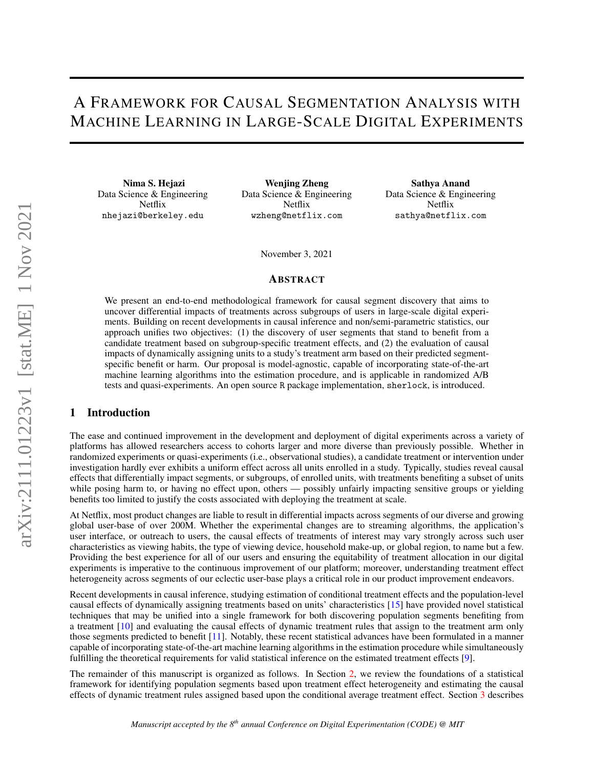# A Framework for Causal Segmentation Analysis with Machine Learning in Large-Scale Digital Experiments

**Nima S. Hejazi**
Data Science & Engineering
Netflix
nhejazi@berkeley.edu

**Wenjing Zheng**
Data Science & Engineering
Netflix
wzheng@netflix.com

**Sathya Anand**
Data Science & Engineering
Netflix
sathya@netflix.com

November 3, 2021

## Abstract

We present an end-to-end methodological framework for causal segment discovery that aims to uncover differential impacts of treatments across subgroups of users in large-scale digital experiments. Building on recent developments in causal inference and non/semi-parametric statistics, our approach unifies two objectives: (1) the discovery of user segments that stand to benefit from a candidate treatment based on subgroup-specific treatment effects, and (2) the evaluation of causal impacts of dynamically assigning units to a study's treatment arm based on their predicted segment-specific benefit or harm. Our proposal is model-agnostic, capable of incorporating state-of-the-art machine learning algorithms into the estimation procedure, and is applicable in randomized A/B tests and quasi-experiments. An open source `R` package implementation, `sherlock`, is introduced.

## 1 Introduction

The ease and continued improvement in the development and deployment of digital experiments across a variety of platforms has allowed researchers access to cohorts larger and more diverse than previously possible. Whether in randomized experiments or quasi-experiments (i.e., observational studies), a candidate treatment or intervention under investigation hardly ever exhibits a uniform effect across all units enrolled in a study. Typically, studies reveal causal effects that differentially impact segments, or subgroups, of enrolled units, with treatments benefiting a subset of units while posing harm to, or having no effect upon, others — possibly unfairly impacting sensitive groups or yielding benefits too limited to justify the costs associated with deploying the treatment at scale.

At Netflix, most product changes are liable to result in differential impacts across segments of our diverse and growing global user-base of over 200M. Whether the experimental changes are to streaming algorithms, the application's user interface, or outreach to users, the causal effects of treatments of interest may vary strongly across such user characteristics as viewing habits, the type of viewing device, household make-up, or global region, to name but a few. Providing the best experience for all of our users and ensuring the equitability of treatment allocation in our digital experiments is imperative to the continuous improvement of our platform; moreover, understanding treatment effect heterogeneity across segments of our eclectic user-base plays a critical role in our product improvement endeavors.

Recent developments in causal inference, studying estimation of conditional treatment effects and the population-level causal effects of dynamically assigning treatments based on units' characteristics [15] have provided novel statistical techniques that may be unified into a single framework for both discovering population segments benefiting from a treatment [10] and evaluating the causal effects of dynamic treatment rules that assign to the treatment arm only those segments predicted to benefit [11]. Notably, these recent statistical advances have been formulated in a manner capable of incorporating state-of-the-art machine learning algorithms in the estimation procedure while simultaneously fulfilling the theoretical requirements for valid statistical inference on the estimated treatment effects [9].

The remainder of this manuscript is organized as follows. In Section 2, we review the foundations of a statistical framework for identifying population segments based upon treatment effect heterogeneity and estimating the causal effects of dynamic treatment rules assigned based upon the conditional average treatment effect. Section 3 describes

*Manuscript accepted by the 8th annual Conference on Digital Experimentation (CODE) @ MIT*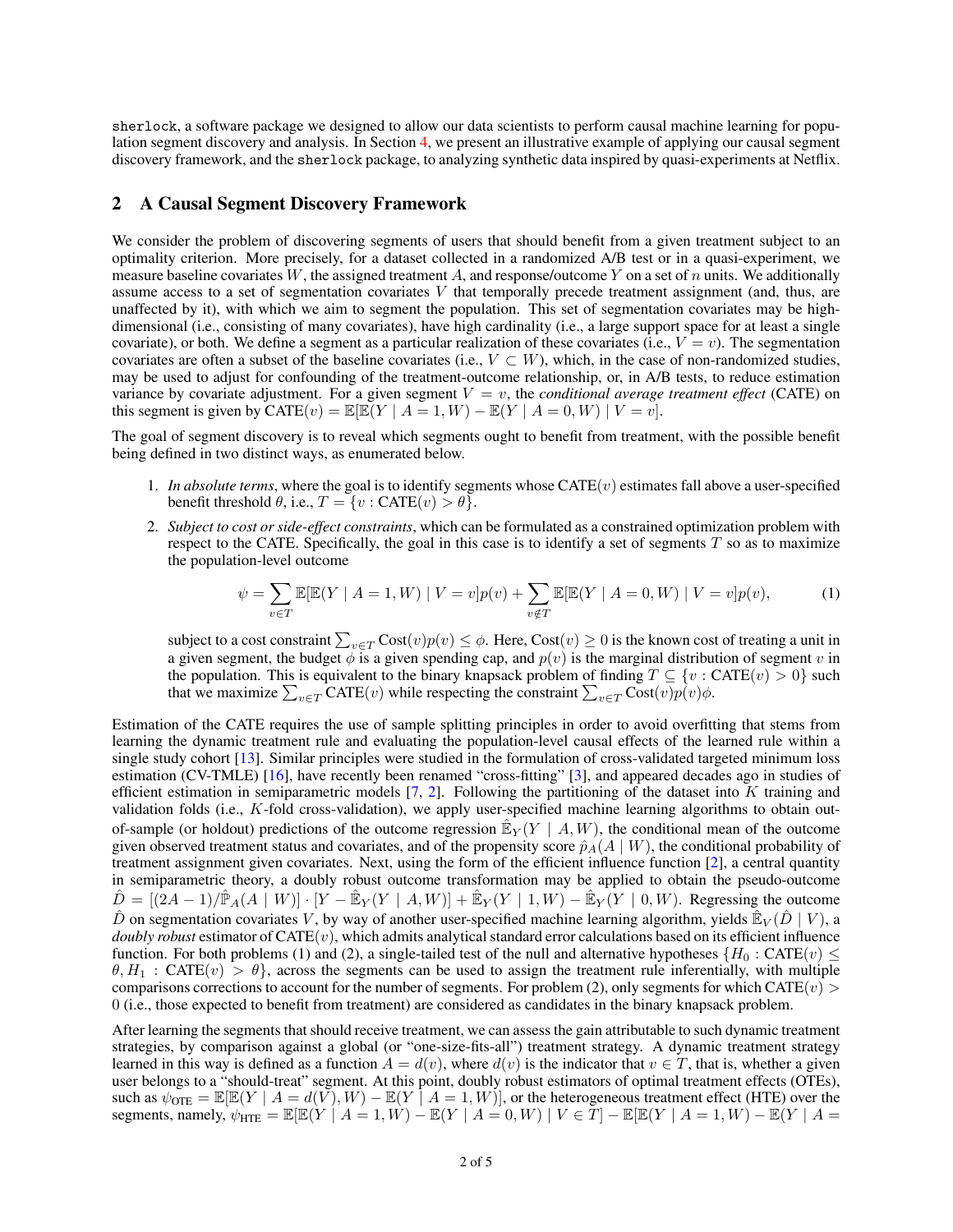sherlock, a software package we designed to allow our data scientists to perform causal machine learning for population segment discovery and analysis. In Section 4, we present an illustrative example of applying our causal segment discovery framework, and the sherlock package, to analyzing synthetic data inspired by quasi-experiments at Netflix.

## 2 A Causal Segment Discovery Framework

We consider the problem of discovering segments of users that should benefit from a given treatment subject to an optimality criterion. More precisely, for a dataset collected in a randomized A/B test or in a quasi-experiment, we measure baseline covariates $W$, the assigned treatment $A$, and response/outcome $Y$ on a set of $n$ units. We additionally assume access to a set of segmentation covariates $V$ that temporally precede treatment assignment (and, thus, are unaffected by it), with which we aim to segment the population. This set of segmentation covariates may be high-dimensional (i.e., consisting of many covariates), have high cardinality (i.e., a large support space for at least a single covariate), or both. We define a segment as a particular realization of these covariates (i.e., $V = v$). The segmentation covariates are often a subset of the baseline covariates (i.e., $V \subset W$), which, in the case of non-randomized studies, may be used to adjust for confounding of the treatment-outcome relationship, or, in A/B tests, to reduce estimation variance by covariate adjustment. For a given segment $V = v$, the *conditional average treatment effect* (CATE) on this segment is given by $\text{CATE}(v) = \mathbb{E}[\mathbb{E}(Y \mid A = 1, W) - \mathbb{E}(Y \mid A = 0, W) \mid V = v]$.

The goal of segment discovery is to reveal which segments ought to benefit from treatment, with the possible benefit being defined in two distinct ways, as enumerated below.

1. *In absolute terms*, where the goal is to identify segments whose $\text{CATE}(v)$ estimates fall above a user-specified benefit threshold $\theta$, i.e., $T = \{v : \text{CATE}(v) > \theta\}$.
2. *Subject to cost or side-effect constraints*, which can be formulated as a constrained optimization problem with respect to the CATE. Specifically, the goal in this case is to identify a set of segments $T$ so as to maximize the population-level outcome

$$\psi = \sum_{v \in T} \mathbb{E}[\mathbb{E}(Y \mid A = 1, W) \mid V = v]p(v) + \sum_{v \notin T} \mathbb{E}[\mathbb{E}(Y \mid A = 0, W) \mid V = v]p(v), \tag{1}$$

   subject to a cost constraint $\sum_{v \in T} \text{Cost}(v)p(v) \leq \phi$. Here, $\text{Cost}(v) \geq 0$ is the known cost of treating a unit in a given segment, the budget $\phi$ is a given spending cap, and $p(v)$ is the marginal distribution of segment $v$ in the population. This is equivalent to the binary knapsack problem of finding $T \subseteq \{v : \text{CATE}(v) > 0\}$ such that we maximize $\sum_{v \in T} \text{CATE}(v)$ while respecting the constraint $\sum_{v \in T} \text{Cost}(v)p(v)\phi$.

Estimation of the CATE requires the use of sample splitting principles in order to avoid overfitting that stems from learning the dynamic treatment rule and evaluating the population-level causal effects of the learned rule within a single study cohort [13]. Similar principles were studied in the formulation of cross-validated targeted minimum loss estimation (CV-TMLE) [16], have recently been renamed "cross-fitting" [3], and appeared decades ago in studies of efficient estimation in semiparametric models [7, 2]. Following the partitioning of the dataset into $K$ training and validation folds (i.e., $K$-fold cross-validation), we apply user-specified machine learning algorithms to obtain out-of-sample (or holdout) predictions of the outcome regression $\hat{\mathbb{E}}_Y(Y \mid A, W)$, the conditional mean of the outcome given observed treatment status and covariates, and of the propensity score $\hat{p}_A(A \mid W)$, the conditional probability of treatment assignment given covariates. Next, using the form of the efficient influence function [2], a central quantity in semiparametric theory, a doubly robust outcome transformation may be applied to obtain the pseudo-outcome $\hat{D} = [(2A - 1)/\hat{\mathbb{P}}_A(A \mid W)] \cdot [Y - \hat{\mathbb{E}}_Y(Y \mid A, W)] + \hat{\mathbb{E}}_Y(Y \mid 1, W) - \hat{\mathbb{E}}_Y(Y \mid 0, W)$. Regressing the outcome $\hat{D}$ on segmentation covariates $V$, by way of another user-specified machine learning algorithm, yields $\hat{\mathbb{E}}_V(\hat{D} \mid V)$, a *doubly robust* estimator of $\text{CATE}(v)$, which admits analytical standard error calculations based on its efficient influence function. For both problems (1) and (2), a single-tailed test of the null and alternative hypotheses $\{H_0 : \text{CATE}(v) \leq \theta, H_1 : \text{CATE}(v) > \theta\}$, across the segments can be used to assign the treatment rule inferentially, with multiple comparisons corrections to account for the number of segments. For problem (2), only segments for which $\text{CATE}(v) > 0$ (i.e., those expected to benefit from treatment) are considered as candidates in the binary knapsack problem.

After learning the segments that should receive treatment, we can assess the gain attributable to such dynamic treatment strategies, by comparison against a global (or "one-size-fits-all") treatment strategy. A dynamic treatment strategy learned in this way is defined as a function $A = d(v)$, where $d(v)$ is the indicator that $v \in T$, that is, whether a given user belongs to a "should-treat" segment. At this point, doubly robust estimators of optimal treatment effects (OTEs), such as $\psi_{\text{OTE}} = \mathbb{E}[\mathbb{E}(Y \mid A = d(V), W) - \mathbb{E}(Y \mid A = 1, W)]$, or the heterogeneous treatment effect (HTE) over the segments, namely, $\psi_{\text{HTE}} = \mathbb{E}[\mathbb{E}(Y \mid A = 1, W) - \mathbb{E}(Y \mid A = 0, W) \mid V \in T] - \mathbb{E}[\mathbb{E}(Y \mid A = 1, W) - \mathbb{E}(Y \mid A =$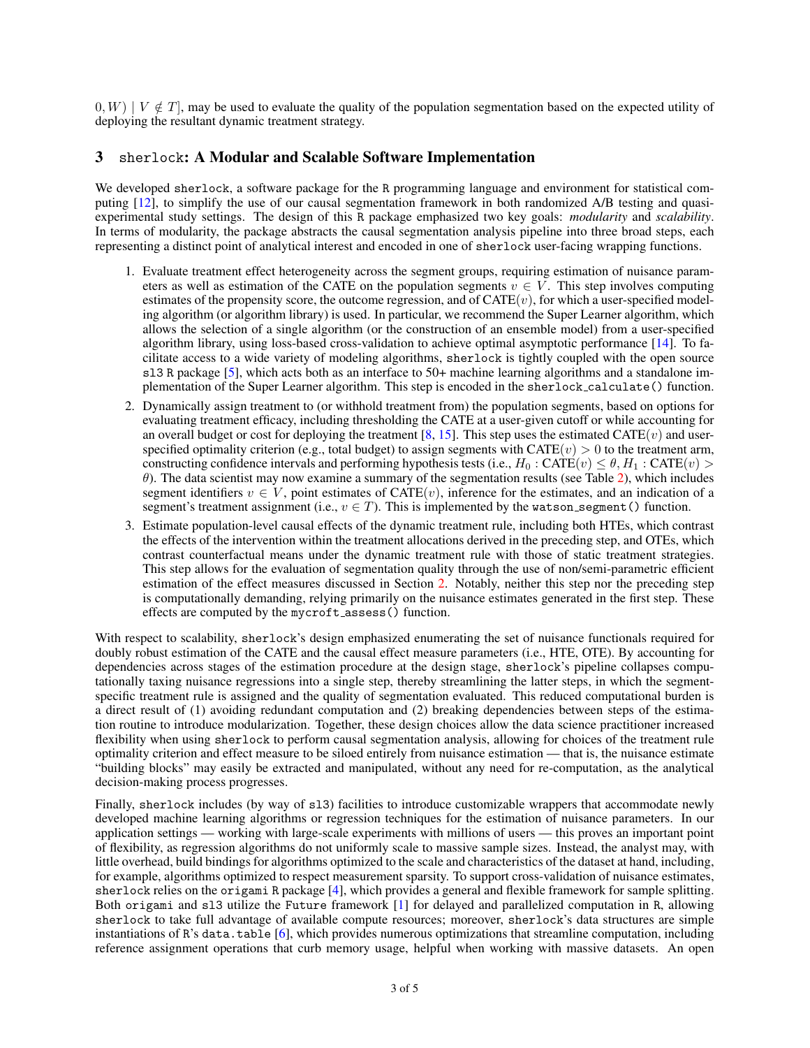$0, W) \mid V \notin T]$, may be used to evaluate the quality of the population segmentation based on the expected utility of deploying the resultant dynamic treatment strategy.

## 3 `sherlock`: A Modular and Scalable Software Implementation

We developed `sherlock`, a software package for the R programming language and environment for statistical computing [12], to simplify the use of our causal segmentation framework in both randomized A/B testing and quasi-experimental study settings. The design of this R package emphasized two key goals: *modularity* and *scalability*. In terms of modularity, the package abstracts the causal segmentation analysis pipeline into three broad steps, each representing a distinct point of analytical interest and encoded in one of `sherlock` user-facing wrapping functions.

1. Evaluate treatment effect heterogeneity across the segment groups, requiring estimation of nuisance parameters as well as estimation of the CATE on the population segments $v \in V$. This step involves computing estimates of the propensity score, the outcome regression, and of $\text{CATE}(v)$, for which a user-specified modeling algorithm (or algorithm library) is used. In particular, we recommend the Super Learner algorithm, which allows the selection of a single algorithm (or the construction of an ensemble model) from a user-specified algorithm library, using loss-based cross-validation to achieve optimal asymptotic performance [14]. To facilitate access to a wide variety of modeling algorithms, `sherlock` is tightly coupled with the open source `sl3` R package [5], which acts both as an interface to 50+ machine learning algorithms and a standalone implementation of the Super Learner algorithm. This step is encoded in the `sherlock_calculate()` function.
2. Dynamically assign treatment to (or withhold treatment from) the population segments, based on options for evaluating treatment efficacy, including thresholding the CATE at a user-given cutoff or while accounting for an overall budget or cost for deploying the treatment [8, 15]. This step uses the estimated $\text{CATE}(v)$ and user-specified optimality criterion (e.g., total budget) to assign segments with $\text{CATE}(v) > 0$ to the treatment arm, constructing confidence intervals and performing hypothesis tests (i.e., $H_0 : \text{CATE}(v) \leq \theta, H_1 : \text{CATE}(v) > \theta$). The data scientist may now examine a summary of the segmentation results (see Table 2), which includes segment identifiers $v \in V$, point estimates of $\text{CATE}(v)$, inference for the estimates, and an indication of a segment's treatment assignment (i.e., $v \in T$). This is implemented by the `watson_segment()` function.
3. Estimate population-level causal effects of the dynamic treatment rule, including both HTEs, which contrast the effects of the intervention within the treatment allocations derived in the preceding step, and OTEs, which contrast counterfactual means under the dynamic treatment rule with those of static treatment strategies. This step allows for the evaluation of segmentation quality through the use of non/semi-parametric efficient estimation of the effect measures discussed in Section 2. Notably, neither this step nor the preceding step is computationally demanding, relying primarily on the nuisance estimates generated in the first step. These effects are computed by the `mycroft_assess()` function.

With respect to scalability, `sherlock`'s design emphasized enumerating the set of nuisance functionals required for doubly robust estimation of the CATE and the causal effect measure parameters (i.e., HTE, OTE). By accounting for dependencies across stages of the estimation procedure at the design stage, `sherlock`'s pipeline collapses computationally taxing nuisance regressions into a single step, thereby streamlining the latter steps, in which the segment-specific treatment rule is assigned and the quality of segmentation evaluated. This reduced computational burden is a direct result of (1) avoiding redundant computation and (2) breaking dependencies between steps of the estimation routine to introduce modularization. Together, these design choices allow the data science practitioner increased flexibility when using `sherlock` to perform causal segmentation analysis, allowing for choices of the treatment rule optimality criterion and effect measure to be siloed entirely from nuisance estimation — that is, the nuisance estimate "building blocks" may easily be extracted and manipulated, without any need for re-computation, as the analytical decision-making process progresses.

Finally, `sherlock` includes (by way of `sl3`) facilities to introduce customizable wrappers that accommodate newly developed machine learning algorithms or regression techniques for the estimation of nuisance parameters. In our application settings — working with large-scale experiments with millions of users — this proves an important point of flexibility, as regression algorithms do not uniformly scale to massive sample sizes. Instead, the analyst may, with little overhead, build bindings for algorithms optimized to the scale and characteristics of the dataset at hand, including, for example, algorithms optimized to respect measurement sparsity. To support cross-validation of nuisance estimates, `sherlock` relies on the `origami` R package [4], which provides a general and flexible framework for sample splitting. Both `origami` and `sl3` utilize the `Future` framework [1] for delayed and parallelized computation in R, allowing `sherlock` to take full advantage of available compute resources; moreover, `sherlock`'s data structures are simple instantiations of R's `data.table` [6], which provides numerous optimizations that streamline computation, including reference assignment operations that curb memory usage, helpful when working with massive datasets. An open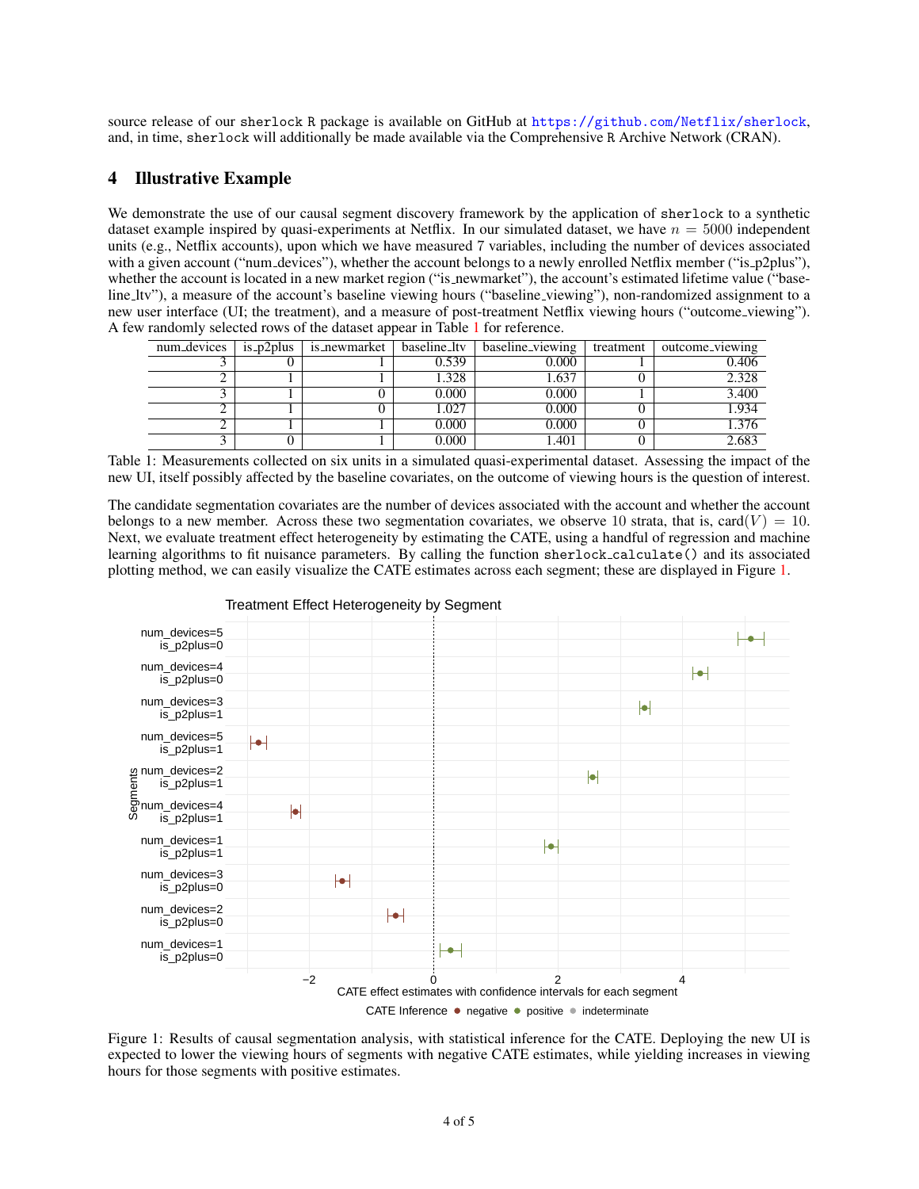source release of our sherlock R package is available on GitHub at https://github.com/Netflix/sherlock, and, in time, sherlock will additionally be made available via the Comprehensive R Archive Network (CRAN).

## 4 Illustrative Example

We demonstrate the use of our causal segment discovery framework by the application of sherlock to a synthetic dataset example inspired by quasi-experiments at Netflix. In our simulated dataset, we have $n = 5000$ independent units (e.g., Netflix accounts), upon which we have measured 7 variables, including the number of devices associated with a given account ("num_devices"), whether the account belongs to a newly enrolled Netflix member ("is_p2plus"), whether the account is located in a new market region ("is_newmarket"), the account's estimated lifetime value ("baseline_ltv"), a measure of the account's baseline viewing hours ("baseline_viewing"), non-randomized assignment to a new user interface (UI; the treatment), and a measure of post-treatment Netflix viewing hours ("outcome_viewing"). A few randomly selected rows of the dataset appear in Table 1 for reference.

| num_devices | is_p2plus | is_newmarket | baseline_ltv | baseline_viewing | treatment | outcome_viewing |
|---|---|---|---|---|---|---|
| 3 | 0 | 1 | 0.539 | 0.000 | 1 | 0.406 |
| 2 | 1 | 1 | 1.328 | 1.637 | 0 | 2.328 |
| 3 | 1 | 0 | 0.000 | 0.000 | 1 | 3.400 |
| 2 | 1 | 0 | 1.027 | 0.000 | 0 | 1.934 |
| 2 | 1 | 1 | 0.000 | 0.000 | 0 | 1.376 |
| 3 | 0 | 1 | 0.000 | 1.401 | 0 | 2.683 |

Table 1: Measurements collected on six units in a simulated quasi-experimental dataset. Assessing the impact of the new UI, itself possibly affected by the baseline covariates, on the outcome of viewing hours is the question of interest.

The candidate segmentation covariates are the number of devices associated with the account and whether the account belongs to a new member. Across these two segmentation covariates, we observe 10 strata, that is, $\text{card}(V) = 10$. Next, we evaluate treatment effect heterogeneity by estimating the CATE, using a handful of regression and machine learning algorithms to fit nuisance parameters. By calling the function sherlock_calculate() and its associated plotting method, we can easily visualize the CATE estimates across each segment; these are displayed in Figure 1.

Figure 1: Results of causal segmentation analysis, with statistical inference for the CATE. Deploying the new UI is expected to lower the viewing hours of segments with negative CATE estimates, while yielding increases in viewing hours for those segments with positive estimates.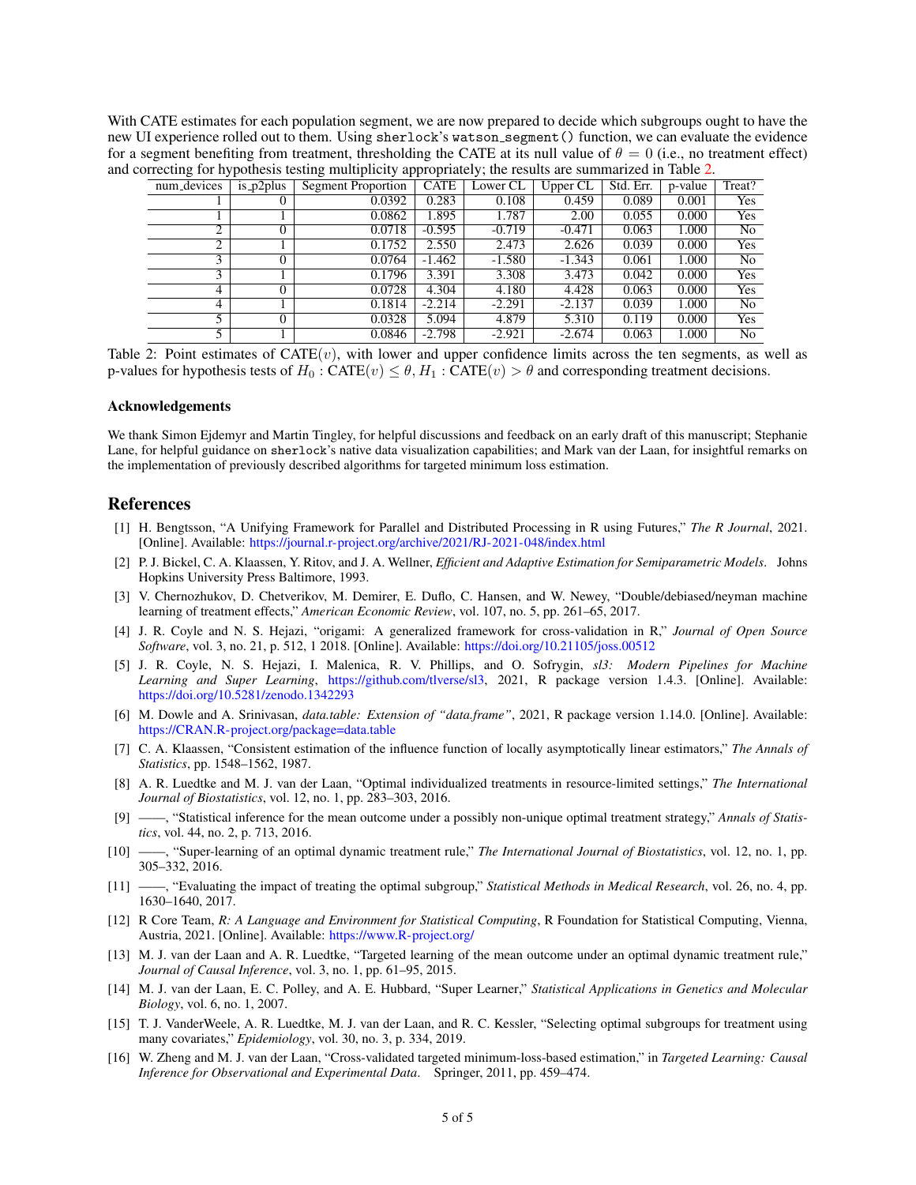With CATE estimates for each population segment, we are now prepared to decide which subgroups ought to have the new UI experience rolled out to them. Using `sherlock`'s `watson_segment()` function, we can evaluate the evidence for a segment benefiting from treatment, thresholding the CATE at its null value of $\theta = 0$ (i.e., no treatment effect) and correcting for hypothesis testing multiplicity appropriately; the results are summarized in Table 2.

| num_devices | is_p2plus | Segment Proportion | CATE | Lower CL | Upper CL | Std. Err. | p-value | Treat? |
|---|---|---|---|---|---|---|---|---|
| 1 | 0 | 0.0392 | 0.283 | 0.108 | 0.459 | 0.089 | 0.001 | Yes |
| 1 | 1 | 0.0862 | 1.895 | 1.787 | 2.00 | 0.055 | 0.000 | Yes |
| 2 | 0 | 0.0718 | -0.595 | -0.719 | -0.471 | 0.063 | 1.000 | No |
| 2 | 1 | 0.1752 | 2.550 | 2.473 | 2.626 | 0.039 | 0.000 | Yes |
| 3 | 0 | 0.0764 | -1.462 | -1.580 | -1.343 | 0.061 | 1.000 | No |
| 3 | 1 | 0.1796 | 3.391 | 3.308 | 3.473 | 0.042 | 0.000 | Yes |
| 4 | 0 | 0.0728 | 4.304 | 4.180 | 4.428 | 0.063 | 0.000 | Yes |
| 4 | 1 | 0.1814 | -2.214 | -2.291 | -2.137 | 0.039 | 1.000 | No |
| 5 | 0 | 0.0328 | 5.094 | 4.879 | 5.310 | 0.119 | 0.000 | Yes |
| 5 | 1 | 0.0846 | -2.798 | -2.921 | -2.674 | 0.063 | 1.000 | No |

Table 2: Point estimates of $\text{CATE}(v)$, with lower and upper confidence limits across the ten segments, as well as p-values for hypothesis tests of $H_0 : \text{CATE}(v) \leq \theta, H_1 : \text{CATE}(v) > \theta$ and corresponding treatment decisions.

### Acknowledgements

We thank Simon Ejdemyr and Martin Tingley, for helpful discussions and feedback on an early draft of this manuscript; Stephanie Lane, for helpful guidance on `sherlock`'s native data visualization capabilities; and Mark van der Laan, for insightful remarks on the implementation of previously described algorithms for targeted minimum loss estimation.

## References

[1] H. Bengtsson, "A Unifying Framework for Parallel and Distributed Processing in R using Futures," *The R Journal*, 2021. [Online]. Available: https://journal.r-project.org/archive/2021/RJ-2021-048/index.html

[2] P. J. Bickel, C. A. Klaassen, Y. Ritov, and J. A. Wellner, *Efficient and Adaptive Estimation for Semiparametric Models*. Johns Hopkins University Press Baltimore, 1993.

[3] V. Chernozhukov, D. Chetverikov, M. Demirer, E. Duflo, C. Hansen, and W. Newey, "Double/debiased/neyman machine learning of treatment effects," *American Economic Review*, vol. 107, no. 5, pp. 261–65, 2017.

[4] J. R. Coyle and N. S. Hejazi, "origami: A generalized framework for cross-validation in R," *Journal of Open Source Software*, vol. 3, no. 21, p. 512, 1 2018. [Online]. Available: https://doi.org/10.21105/joss.00512

[5] J. R. Coyle, N. S. Hejazi, I. Malenica, R. V. Phillips, and O. Sofrygin, *sl3: Modern Pipelines for Machine Learning and Super Learning*, https://github.com/tlverse/sl3, 2021, R package version 1.4.3. [Online]. Available: https://doi.org/10.5281/zenodo.1342293

[6] M. Dowle and A. Srinivasan, *data.table: Extension of "data.frame"*, 2021, R package version 1.14.0. [Online]. Available: https://CRAN.R-project.org/package=data.table

[7] C. A. Klaassen, "Consistent estimation of the influence function of locally asymptotically linear estimators," *The Annals of Statistics*, pp. 1548–1562, 1987.

[8] A. R. Luedtke and M. J. van der Laan, "Optimal individualized treatments in resource-limited settings," *The International Journal of Biostatistics*, vol. 12, no. 1, pp. 283–303, 2016.

[9] ——, "Statistical inference for the mean outcome under a possibly non-unique optimal treatment strategy," *Annals of Statistics*, vol. 44, no. 2, p. 713, 2016.

[10] ——, "Super-learning of an optimal dynamic treatment rule," *The International Journal of Biostatistics*, vol. 12, no. 1, pp. 305–332, 2016.

[11] ——, "Evaluating the impact of treating the optimal subgroup," *Statistical Methods in Medical Research*, vol. 26, no. 4, pp. 1630–1640, 2017.

[12] R Core Team, *R: A Language and Environment for Statistical Computing*, R Foundation for Statistical Computing, Vienna, Austria, 2021. [Online]. Available: https://www.R-project.org/

[13] M. J. van der Laan and A. R. Luedtke, "Targeted learning of the mean outcome under an optimal dynamic treatment rule," *Journal of Causal Inference*, vol. 3, no. 1, pp. 61–95, 2015.

[14] M. J. van der Laan, E. C. Polley, and A. E. Hubbard, "Super Learner," *Statistical Applications in Genetics and Molecular Biology*, vol. 6, no. 1, 2007.

[15] T. J. VanderWeele, A. R. Luedtke, M. J. van der Laan, and R. C. Kessler, "Selecting optimal subgroups for treatment using many covariates," *Epidemiology*, vol. 30, no. 3, p. 334, 2019.

[16] W. Zheng and M. J. van der Laan, "Cross-validated targeted minimum-loss-based estimation," in *Targeted Learning: Causal Inference for Observational and Experimental Data*. Springer, 2011, pp. 459–474.